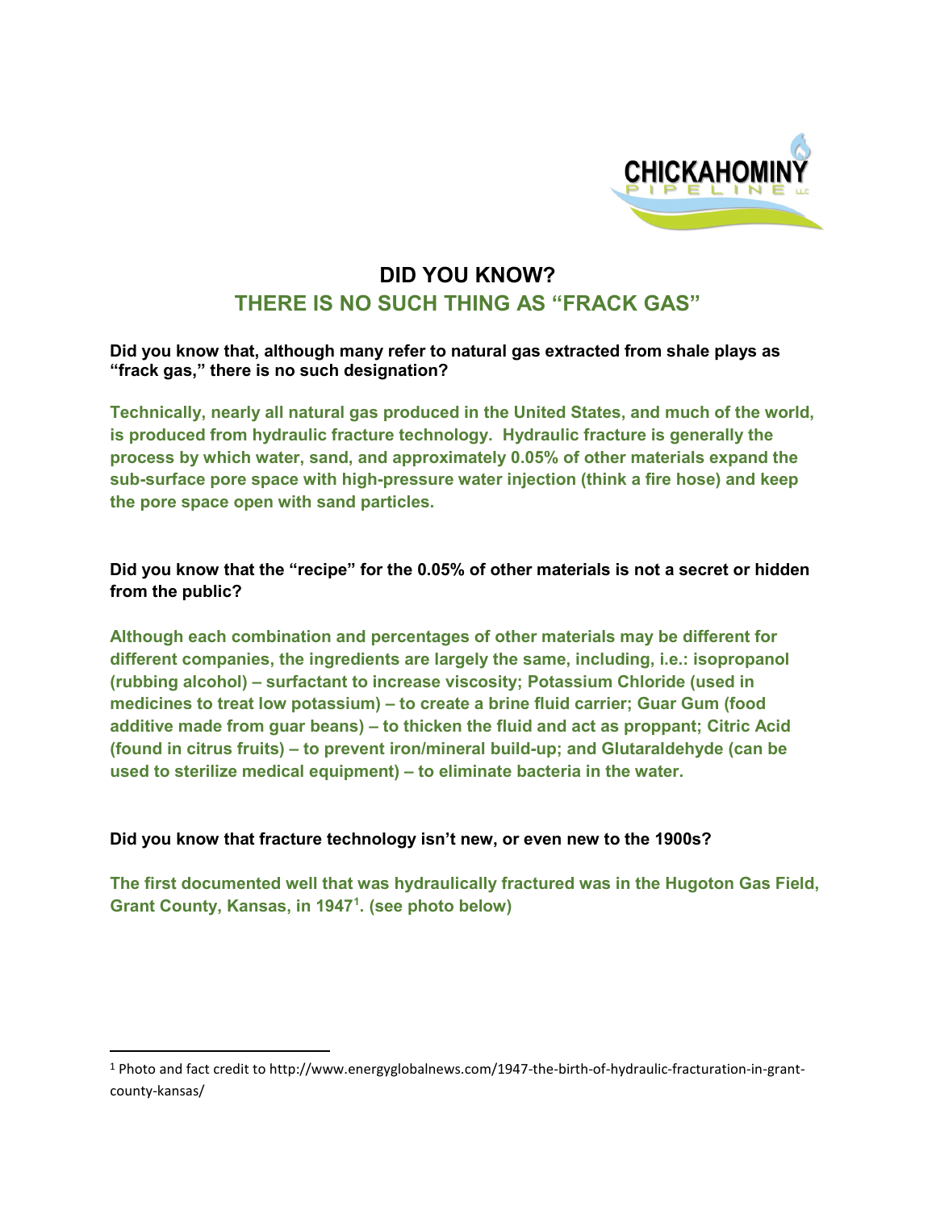CHICKAHOMINY PIPELINE LLC

# DID YOU KNOW?

## THERE IS NO SUCH THING AS "FRACK GAS"

**Did you know that, although many refer to natural gas extracted from shale plays as "frack gas," there is no such designation?**

**Technically, nearly all natural gas produced in the United States, and much of the world, is produced from hydraulic fracture technology. Hydraulic fracture is generally the process by which water, sand, and approximately 0.05% of other materials expand the sub-surface pore space with high-pressure water injection (think a fire hose) and keep the pore space open with sand particles.**

**Did you know that the "recipe" for the 0.05% of other materials is not a secret or hidden from the public?**

**Although each combination and percentages of other materials may be different for different companies, the ingredients are largely the same, including, i.e.: isopropanol (rubbing alcohol) – surfactant to increase viscosity; Potassium Chloride (used in medicines to treat low potassium) – to create a brine fluid carrier; Guar Gum (food additive made from guar beans) – to thicken the fluid and act as proppant; Citric Acid (found in citrus fruits) – to prevent iron/mineral build-up; and Glutaraldehyde (can be used to sterilize medical equipment) – to eliminate bacteria in the water.**

**Did you know that fracture technology isn't new, or even new to the 1900s?**

**The first documented well that was hydraulically fractured was in the Hugoton Gas Field, Grant County, Kansas, in 1947[1]. (see photo below)**

---

[1] Photo and fact credit to http://www.energyglobalnews.com/1947-the-birth-of-hydraulic-fracturation-in-grant-county-kansas/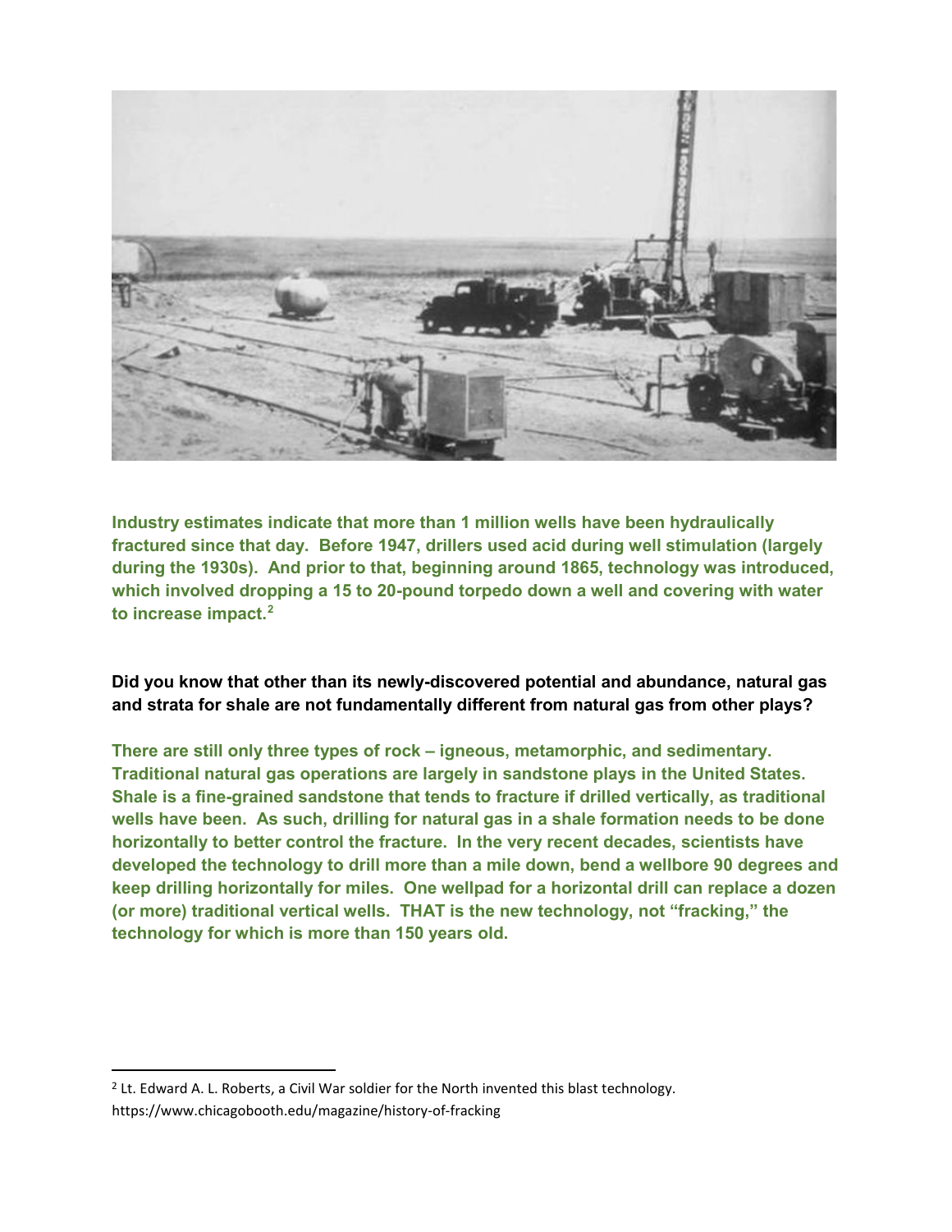**Industry estimates indicate that more than 1 million wells have been hydraulically fractured since that day. Before 1947, drillers used acid during well stimulation (largely during the 1930s). And prior to that, beginning around 1865, technology was introduced, which involved dropping a 15 to 20-pound torpedo down a well and covering with water to increase impact.[2]**

**Did you know that other than its newly-discovered potential and abundance, natural gas and strata for shale are not fundamentally different from natural gas from other plays?**

**There are still only three types of rock – igneous, metamorphic, and sedimentary. Traditional natural gas operations are largely in sandstone plays in the United States. Shale is a fine-grained sandstone that tends to fracture if drilled vertically, as traditional wells have been. As such, drilling for natural gas in a shale formation needs to be done horizontally to better control the fracture. In the very recent decades, scientists have developed the technology to drill more than a mile down, bend a wellbore 90 degrees and keep drilling horizontally for miles. One wellpad for a horizontal drill can replace a dozen (or more) traditional vertical wells. THAT is the new technology, not "fracking," the technology for which is more than 150 years old.**

---

[2] Lt. Edward A. L. Roberts, a Civil War soldier for the North invented this blast technology. https://www.chicagobooth.edu/magazine/history-of-fracking